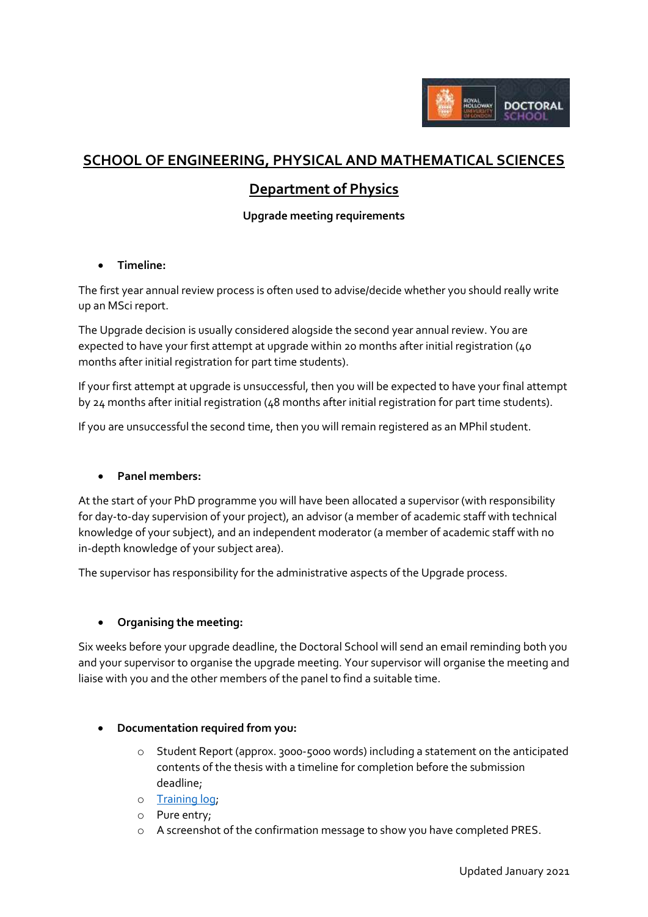# SCHOOL OF ENGINEERING, PHYSICAL AND MATHEMATICAL SCIENCES

## Department of Physics

**Upgrade meeting requirements**

- **Timeline:**

The first year annual review process is often used to advise/decide whether you should really write up an MSci report.

The Upgrade decision is usually considered alogside the second year annual review. You are expected to have your first attempt at upgrade within 20 months after initial registration (40 months after initial registration for part time students).

If your first attempt at upgrade is unsuccessful, then you will be expected to have your final attempt by 24 months after initial registration (48 months after initial registration for part time students).

If you are unsuccessful the second time, then you will remain registered as an MPhil student.

- **Panel members:**

At the start of your PhD programme you will have been allocated a supervisor (with responsibility for day-to-day supervision of your project), an advisor (a member of academic staff with technical knowledge of your subject), and an independent moderator (a member of academic staff with no in-depth knowledge of your subject area).

The supervisor has responsibility for the administrative aspects of the Upgrade process.

- **Organising the meeting:**

Six weeks before your upgrade deadline, the Doctoral School will send an email reminding both you and your supervisor to organise the upgrade meeting. Your supervisor will organise the meeting and liaise with you and the other members of the panel to find a suitable time.

- **Documentation required from you:**
  - Student Report (approx. 3000-5000 words) including a statement on the anticipated contents of the thesis with a timeline for completion before the submission deadline;
  - Training log;
  - Pure entry;
  - A screenshot of the confirmation message to show you have completed PRES.

Updated January 2021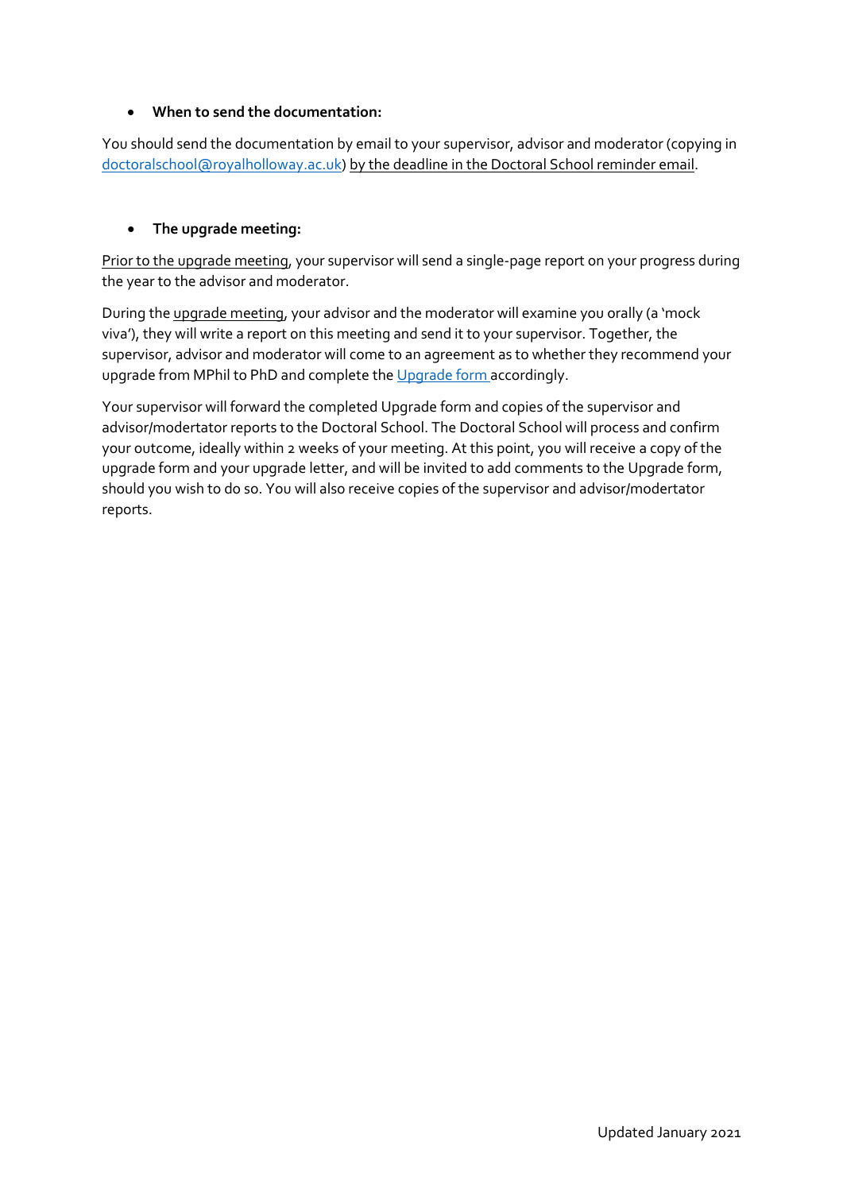- **When to send the documentation:**

You should send the documentation by email to your supervisor, advisor and moderator (copying in doctoralschool@royalholloway.ac.uk) by the deadline in the Doctoral School reminder email.

- **The upgrade meeting:**

Prior to the upgrade meeting, your supervisor will send a single-page report on your progress during the year to the advisor and moderator.

During the upgrade meeting, your advisor and the moderator will examine you orally (a 'mock viva'), they will write a report on this meeting and send it to your supervisor. Together, the supervisor, advisor and moderator will come to an agreement as to whether they recommend your upgrade from MPhil to PhD and complete the Upgrade form accordingly.

Your supervisor will forward the completed Upgrade form and copies of the supervisor and advisor/modertator reports to the Doctoral School. The Doctoral School will process and confirm your outcome, ideally within 2 weeks of your meeting. At this point, you will receive a copy of the upgrade form and your upgrade letter, and will be invited to add comments to the Upgrade form, should you wish to do so. You will also receive copies of the supervisor and advisor/modertator reports.

Updated January 2021